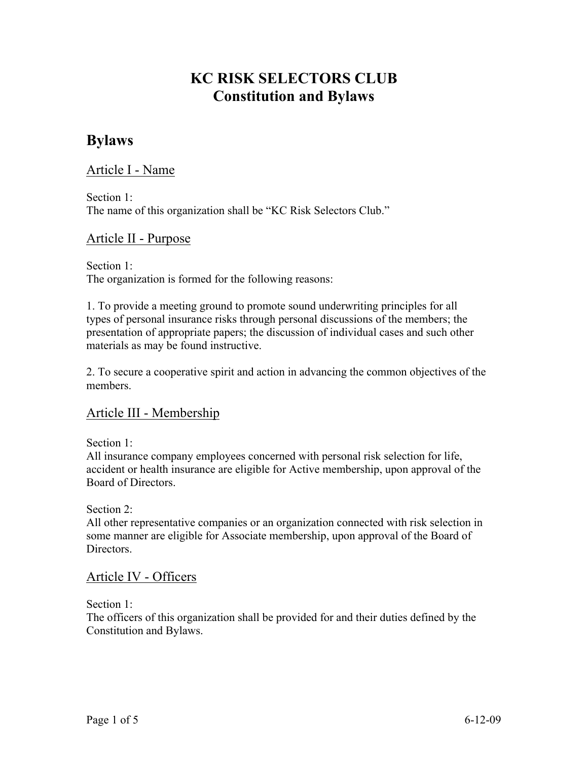# KC RISK SELECTORS CLUB
# Constitution and Bylaws

## Bylaws

### Article I - Name

Section 1:
The name of this organization shall be "KC Risk Selectors Club."

### Article II - Purpose

Section 1:
The organization is formed for the following reasons:

1. To provide a meeting ground to promote sound underwriting principles for all types of personal insurance risks through personal discussions of the members; the presentation of appropriate papers; the discussion of individual cases and such other materials as may be found instructive.

2. To secure a cooperative spirit and action in advancing the common objectives of the members.

### Article III - Membership

Section 1:
All insurance company employees concerned with personal risk selection for life, accident or health insurance are eligible for Active membership, upon approval of the Board of Directors.

Section 2:
All other representative companies or an organization connected with risk selection in some manner are eligible for Associate membership, upon approval of the Board of Directors.

### Article IV - Officers

Section 1:
The officers of this organization shall be provided for and their duties defined by the Constitution and Bylaws.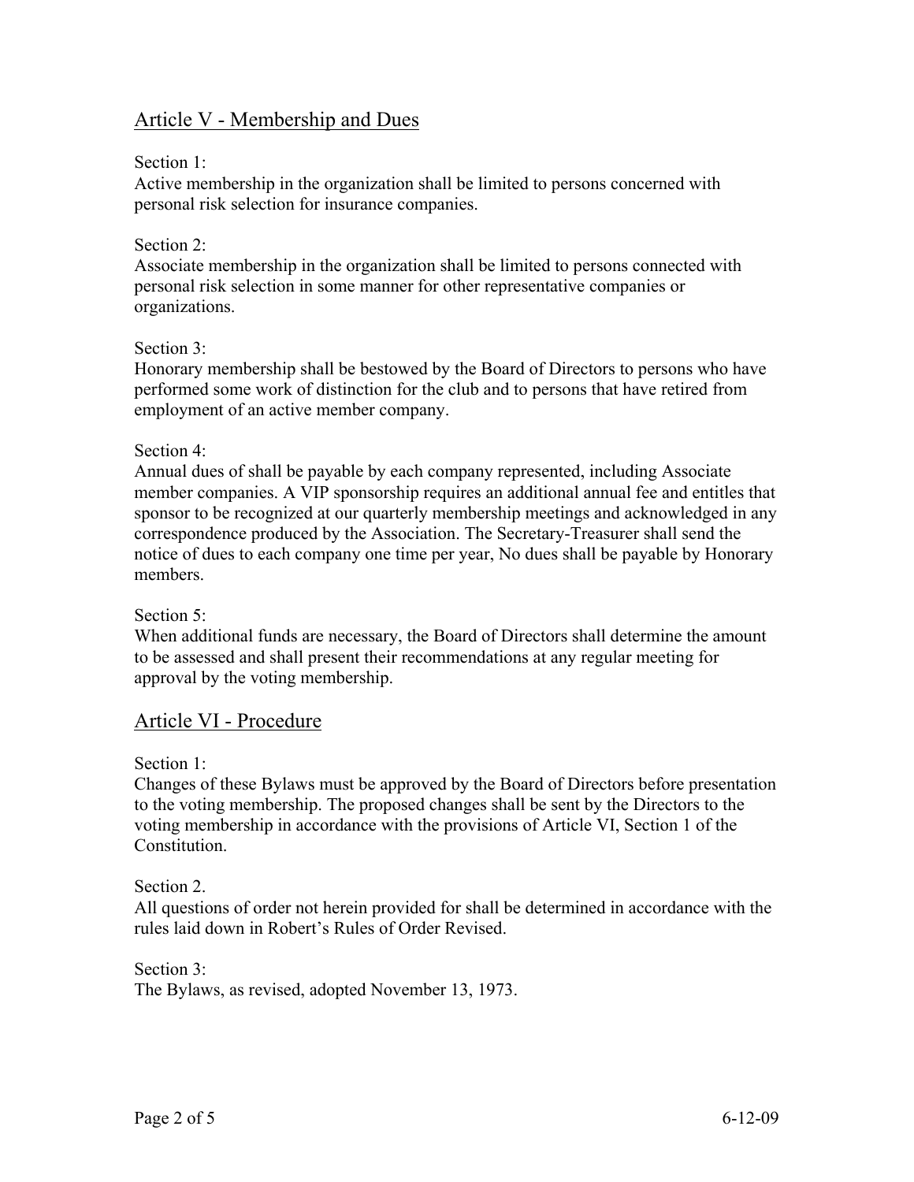## Article V - Membership and Dues

Section 1:
Active membership in the organization shall be limited to persons concerned with personal risk selection for insurance companies.

Section 2:
Associate membership in the organization shall be limited to persons connected with personal risk selection in some manner for other representative companies or organizations.

Section 3:
Honorary membership shall be bestowed by the Board of Directors to persons who have performed some work of distinction for the club and to persons that have retired from employment of an active member company.

Section 4:
Annual dues of shall be payable by each company represented, including Associate member companies. A VIP sponsorship requires an additional annual fee and entitles that sponsor to be recognized at our quarterly membership meetings and acknowledged in any correspondence produced by the Association. The Secretary-Treasurer shall send the notice of dues to each company one time per year, No dues shall be payable by Honorary members.

Section 5:
When additional funds are necessary, the Board of Directors shall determine the amount to be assessed and shall present their recommendations at any regular meeting for approval by the voting membership.

## Article VI - Procedure

Section 1:
Changes of these Bylaws must be approved by the Board of Directors before presentation to the voting membership. The proposed changes shall be sent by the Directors to the voting membership in accordance with the provisions of Article VI, Section 1 of the Constitution.

Section 2.
All questions of order not herein provided for shall be determined in accordance with the rules laid down in Robert's Rules of Order Revised.

Section 3:
The Bylaws, as revised, adopted November 13, 1973.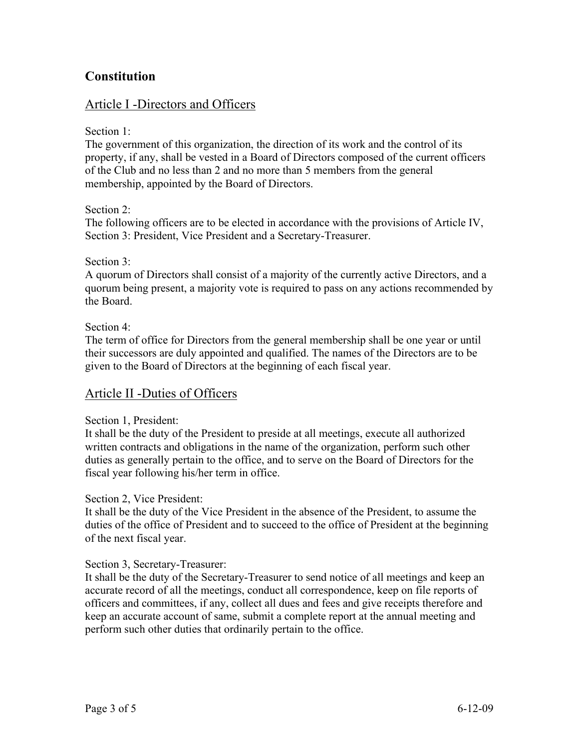## Constitution

### Article I -Directors and Officers

Section 1:
The government of this organization, the direction of its work and the control of its property, if any, shall be vested in a Board of Directors composed of the current officers of the Club and no less than 2 and no more than 5 members from the general membership, appointed by the Board of Directors.

Section 2:
The following officers are to be elected in accordance with the provisions of Article IV, Section 3: President, Vice President and a Secretary-Treasurer.

Section 3:
A quorum of Directors shall consist of a majority of the currently active Directors, and a quorum being present, a majority vote is required to pass on any actions recommended by the Board.

Section 4:
The term of office for Directors from the general membership shall be one year or until their successors are duly appointed and qualified. The names of the Directors are to be given to the Board of Directors at the beginning of each fiscal year.

### Article II -Duties of Officers

Section 1, President:
It shall be the duty of the President to preside at all meetings, execute all authorized written contracts and obligations in the name of the organization, perform such other duties as generally pertain to the office, and to serve on the Board of Directors for the fiscal year following his/her term in office.

Section 2, Vice President:
It shall be the duty of the Vice President in the absence of the President, to assume the duties of the office of President and to succeed to the office of President at the beginning of the next fiscal year.

Section 3, Secretary-Treasurer:
It shall be the duty of the Secretary-Treasurer to send notice of all meetings and keep an accurate record of all the meetings, conduct all correspondence, keep on file reports of officers and committees, if any, collect all dues and fees and give receipts therefore and keep an accurate account of same, submit a complete report at the annual meeting and perform such other duties that ordinarily pertain to the office.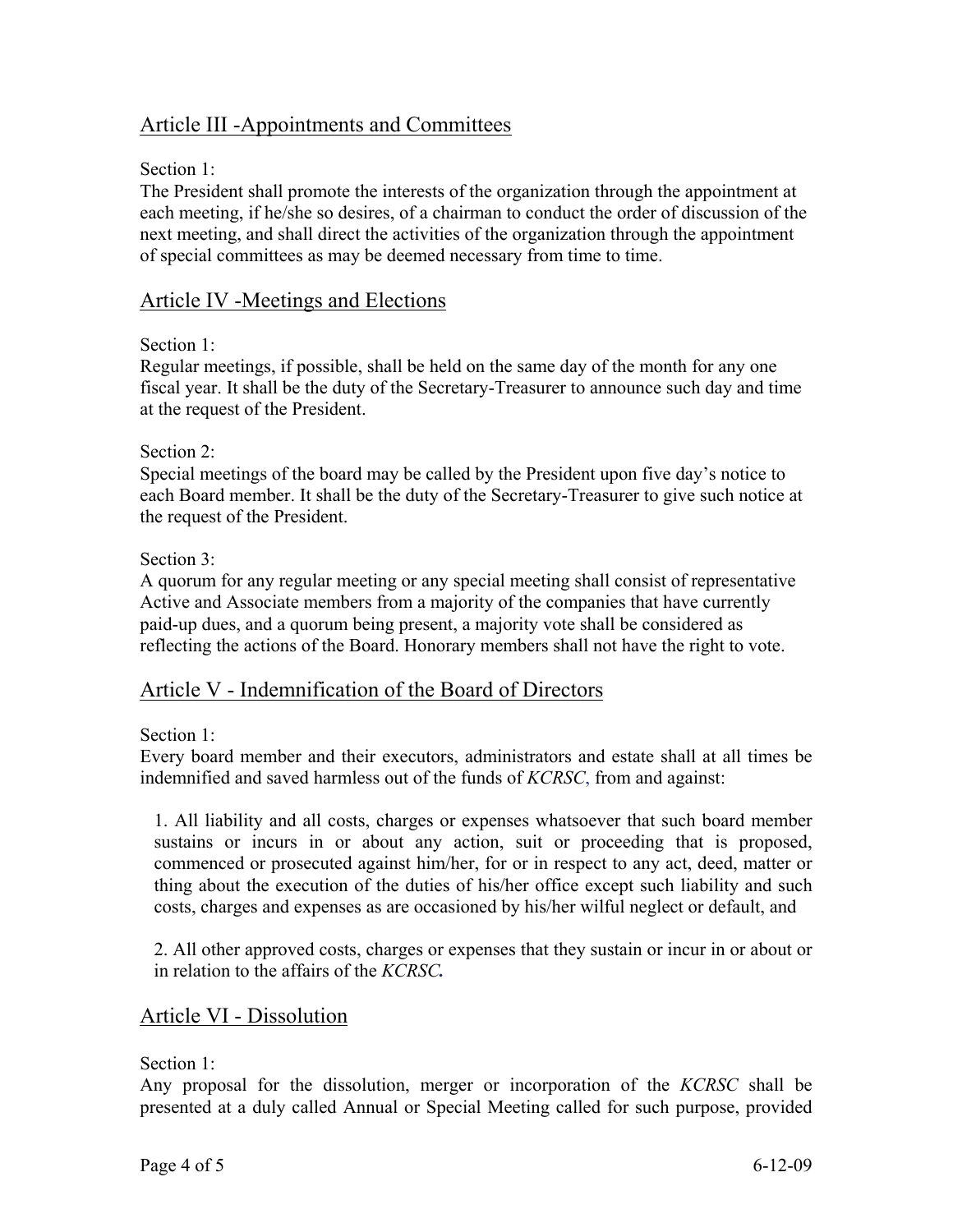## Article III -Appointments and Committees

Section 1:
The President shall promote the interests of the organization through the appointment at each meeting, if he/she so desires, of a chairman to conduct the order of discussion of the next meeting, and shall direct the activities of the organization through the appointment of special committees as may be deemed necessary from time to time.

## Article IV -Meetings and Elections

Section 1:
Regular meetings, if possible, shall be held on the same day of the month for any one fiscal year. It shall be the duty of the Secretary-Treasurer to announce such day and time at the request of the President.

Section 2:
Special meetings of the board may be called by the President upon five day's notice to each Board member. It shall be the duty of the Secretary-Treasurer to give such notice at the request of the President.

Section 3:
A quorum for any regular meeting or any special meeting shall consist of representative Active and Associate members from a majority of the companies that have currently paid-up dues, and a quorum being present, a majority vote shall be considered as reflecting the actions of the Board. Honorary members shall not have the right to vote.

## Article V - Indemnification of the Board of Directors

Section 1:
Every board member and their executors, administrators and estate shall at all times be indemnified and saved harmless out of the funds of *KCRSC*, from and against:

1. All liability and all costs, charges or expenses whatsoever that such board member sustains or incurs in or about any action, suit or proceeding that is proposed, commenced or prosecuted against him/her, for or in respect to any act, deed, matter or thing about the execution of the duties of his/her office except such liability and such costs, charges and expenses as are occasioned by his/her wilful neglect or default, and

2. All other approved costs, charges or expenses that they sustain or incur in or about or in relation to the affairs of the ***KCRSC.***

## Article VI - Dissolution

Section 1:
Any proposal for the dissolution, merger or incorporation of the *KCRSC* shall be presented at a duly called Annual or Special Meeting called for such purpose, provided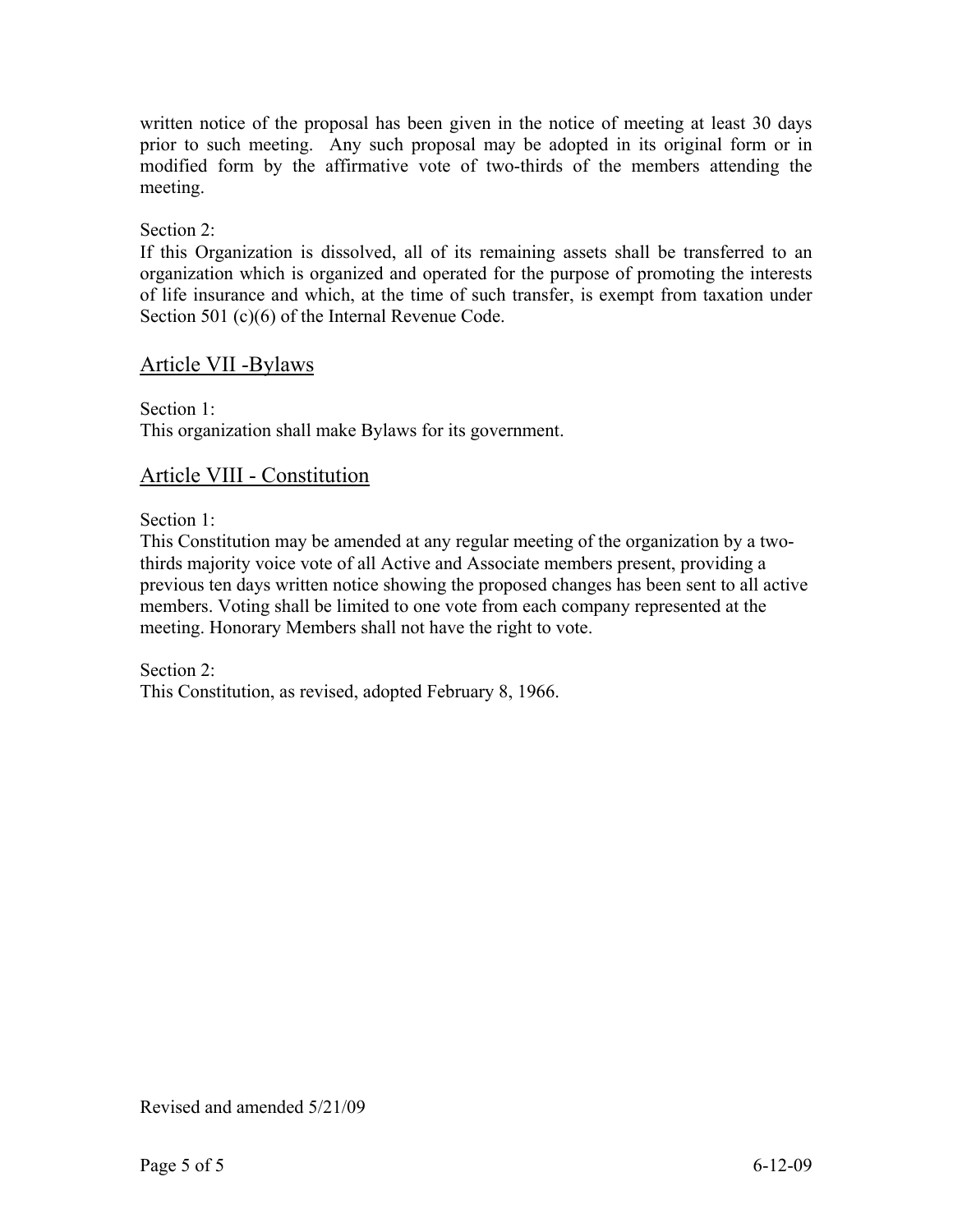written notice of the proposal has been given in the notice of meeting at least 30 days prior to such meeting. Any such proposal may be adopted in its original form or in modified form by the affirmative vote of two-thirds of the members attending the meeting.

Section 2:
If this Organization is dissolved, all of its remaining assets shall be transferred to an organization which is organized and operated for the purpose of promoting the interests of life insurance and which, at the time of such transfer, is exempt from taxation under Section 501 (c)(6) of the Internal Revenue Code.

## Article VII -Bylaws

Section 1:
This organization shall make Bylaws for its government.

## Article VIII - Constitution

Section 1:
This Constitution may be amended at any regular meeting of the organization by a two-thirds majority voice vote of all Active and Associate members present, providing a previous ten days written notice showing the proposed changes has been sent to all active members. Voting shall be limited to one vote from each company represented at the meeting. Honorary Members shall not have the right to vote.

Section 2:
This Constitution, as revised, adopted February 8, 1966.

Revised and amended 5/21/09